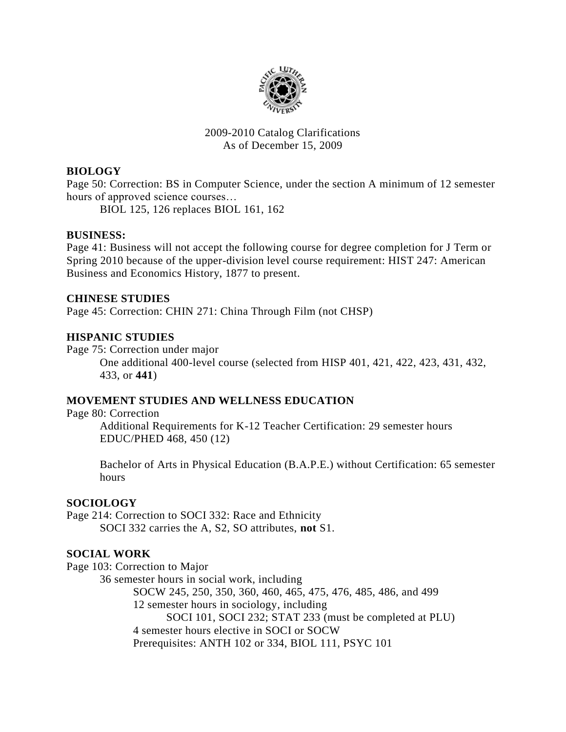2009-2010 Catalog Clarifications
As of December 15, 2009

## BIOLOGY

Page 50: Correction: BS in Computer Science, under the section A minimum of 12 semester hours of approved science courses…

BIOL 125, 126 replaces BIOL 161, 162

## BUSINESS:

Page 41: Business will not accept the following course for degree completion for J Term or Spring 2010 because of the upper-division level course requirement: HIST 247: American Business and Economics History, 1877 to present.

## CHINESE STUDIES

Page 45: Correction: CHIN 271: China Through Film (not CHSP)

## HISPANIC STUDIES

Page 75: Correction under major

One additional 400-level course (selected from HISP 401, 421, 422, 423, 431, 432, 433, or **441**)

## MOVEMENT STUDIES AND WELLNESS EDUCATION

Page 80: Correction

Additional Requirements for K-12 Teacher Certification: 29 semester hours
EDUC/PHED 468, 450 (12)

Bachelor of Arts in Physical Education (B.A.P.E.) without Certification: 65 semester hours

## SOCIOLOGY

Page 214: Correction to SOCI 332: Race and Ethnicity

SOCI 332 carries the A, S2, SO attributes, **not** S1.

## SOCIAL WORK

Page 103: Correction to Major

36 semester hours in social work, including
- SOCW 245, 250, 350, 360, 460, 465, 475, 476, 485, 486, and 499
- 12 semester hours in sociology, including
  - SOCI 101, SOCI 232; STAT 233 (must be completed at PLU)
- 4 semester hours elective in SOCI or SOCW
- Prerequisites: ANTH 102 or 334, BIOL 111, PSYC 101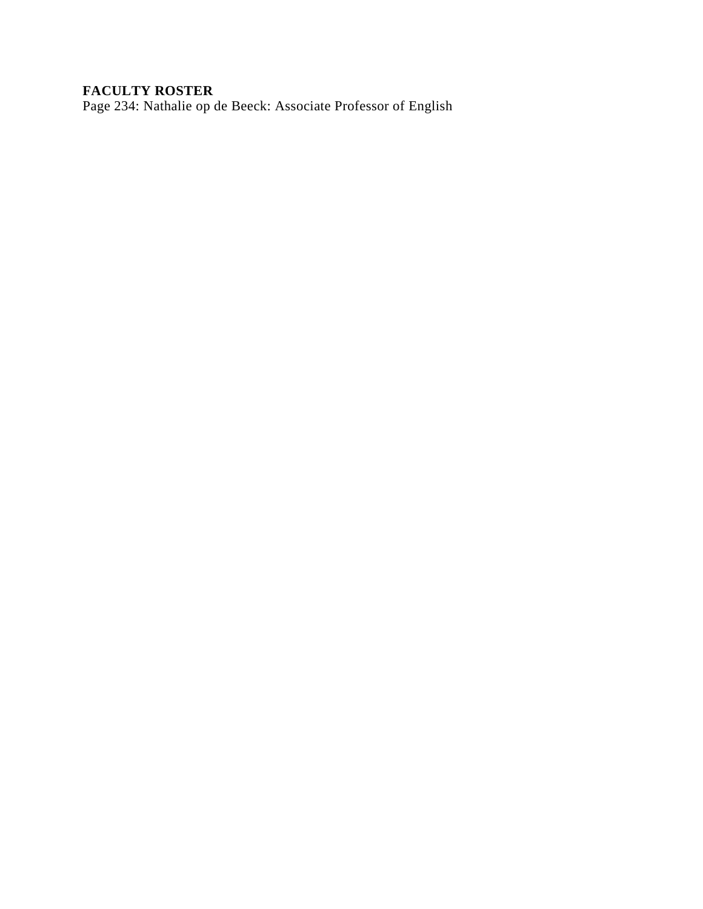**FACULTY ROSTER**
Page 234: Nathalie op de Beeck: Associate Professor of English